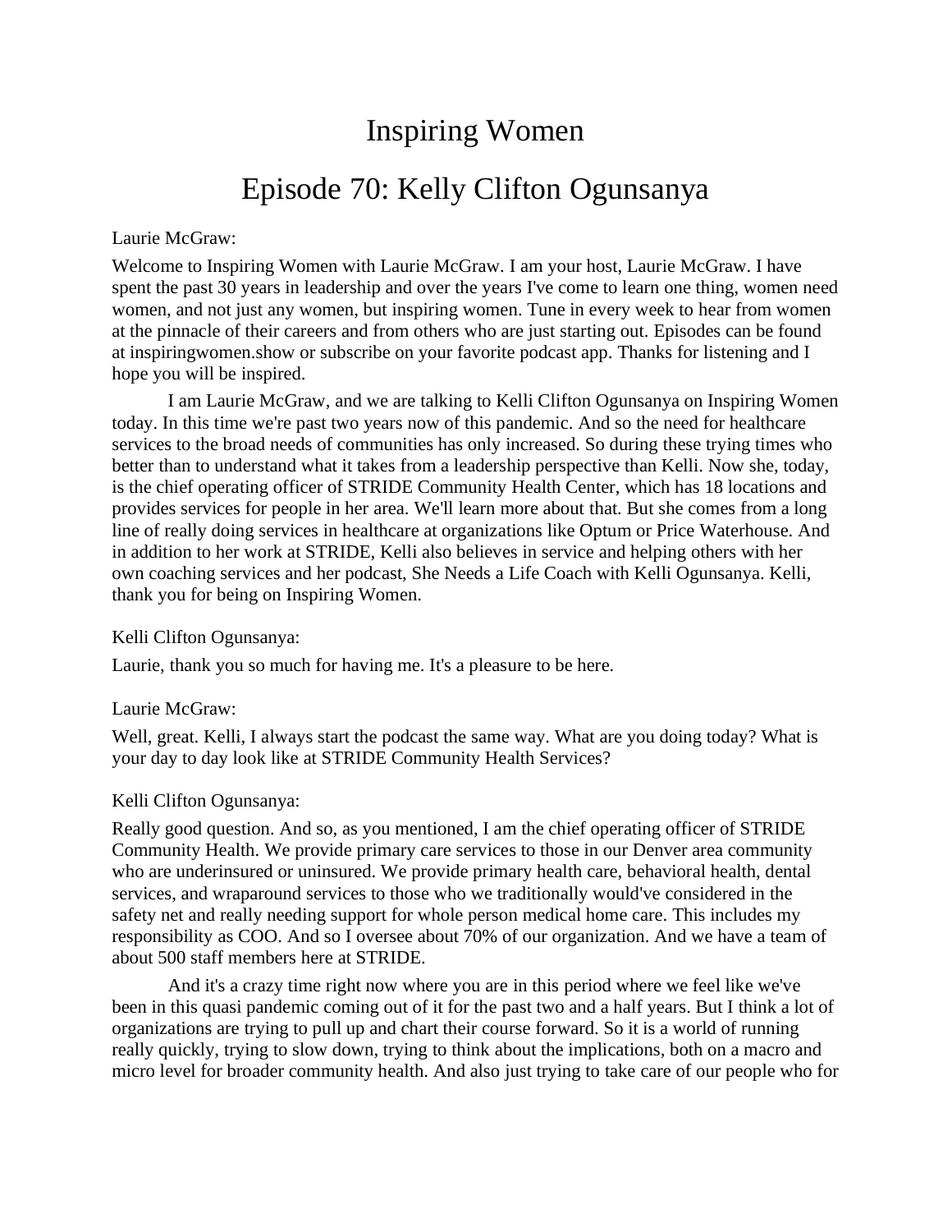# Inspiring Women

## Episode 70: Kelly Clifton Ogunsanya

Laurie McGraw:

Welcome to Inspiring Women with Laurie McGraw. I am your host, Laurie McGraw. I have spent the past 30 years in leadership and over the years I've come to learn one thing, women need women, and not just any women, but inspiring women. Tune in every week to hear from women at the pinnacle of their careers and from others who are just starting out. Episodes can be found at inspiringwomen.show or subscribe on your favorite podcast app. Thanks for listening and I hope you will be inspired.

I am Laurie McGraw, and we are talking to Kelli Clifton Ogunsanya on Inspiring Women today. In this time we're past two years now of this pandemic. And so the need for healthcare services to the broad needs of communities has only increased. So during these trying times who better than to understand what it takes from a leadership perspective than Kelli. Now she, today, is the chief operating officer of STRIDE Community Health Center, which has 18 locations and provides services for people in her area. We'll learn more about that. But she comes from a long line of really doing services in healthcare at organizations like Optum or Price Waterhouse. And in addition to her work at STRIDE, Kelli also believes in service and helping others with her own coaching services and her podcast, She Needs a Life Coach with Kelli Ogunsanya. Kelli, thank you for being on Inspiring Women.

Kelli Clifton Ogunsanya:

Laurie, thank you so much for having me. It's a pleasure to be here.

Laurie McGraw:

Well, great. Kelli, I always start the podcast the same way. What are you doing today? What is your day to day look like at STRIDE Community Health Services?

Kelli Clifton Ogunsanya:

Really good question. And so, as you mentioned, I am the chief operating officer of STRIDE Community Health. We provide primary care services to those in our Denver area community who are underinsured or uninsured. We provide primary health care, behavioral health, dental services, and wraparound services to those who we traditionally would've considered in the safety net and really needing support for whole person medical home care. This includes my responsibility as COO. And so I oversee about 70% of our organization. And we have a team of about 500 staff members here at STRIDE.

And it's a crazy time right now where you are in this period where we feel like we've been in this quasi pandemic coming out of it for the past two and a half years. But I think a lot of organizations are trying to pull up and chart their course forward. So it is a world of running really quickly, trying to slow down, trying to think about the implications, both on a macro and micro level for broader community health. And also just trying to take care of our people who for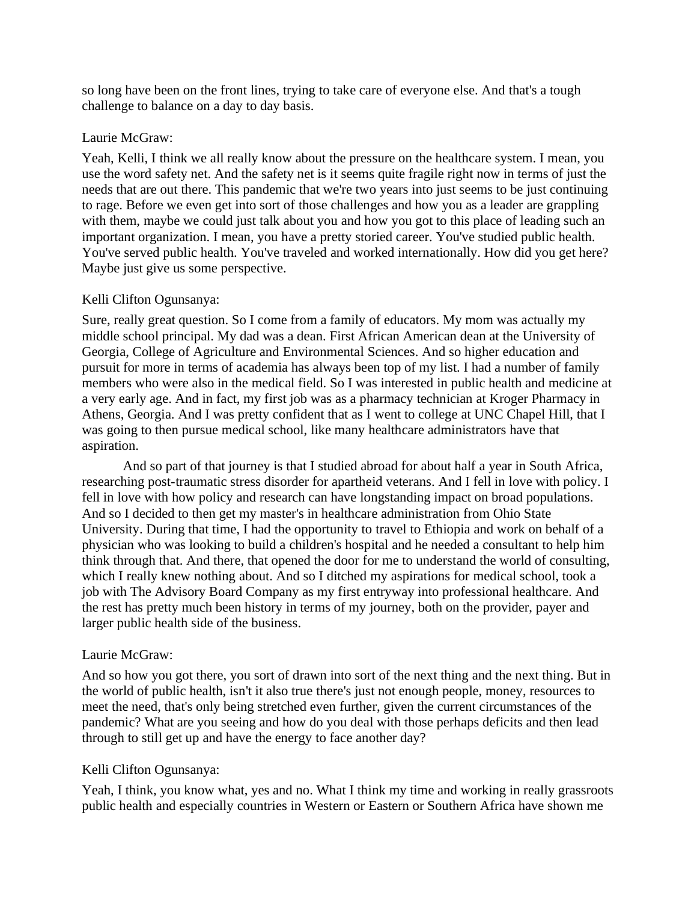so long have been on the front lines, trying to take care of everyone else. And that's a tough challenge to balance on a day to day basis.

Laurie McGraw:

Yeah, Kelli, I think we all really know about the pressure on the healthcare system. I mean, you use the word safety net. And the safety net is it seems quite fragile right now in terms of just the needs that are out there. This pandemic that we're two years into just seems to be just continuing to rage. Before we even get into sort of those challenges and how you as a leader are grappling with them, maybe we could just talk about you and how you got to this place of leading such an important organization. I mean, you have a pretty storied career. You've studied public health. You've served public health. You've traveled and worked internationally. How did you get here? Maybe just give us some perspective.

Kelli Clifton Ogunsanya:

Sure, really great question. So I come from a family of educators. My mom was actually my middle school principal. My dad was a dean. First African American dean at the University of Georgia, College of Agriculture and Environmental Sciences. And so higher education and pursuit for more in terms of academia has always been top of my list. I had a number of family members who were also in the medical field. So I was interested in public health and medicine at a very early age. And in fact, my first job was as a pharmacy technician at Kroger Pharmacy in Athens, Georgia. And I was pretty confident that as I went to college at UNC Chapel Hill, that I was going to then pursue medical school, like many healthcare administrators have that aspiration.

And so part of that journey is that I studied abroad for about half a year in South Africa, researching post-traumatic stress disorder for apartheid veterans. And I fell in love with policy. I fell in love with how policy and research can have longstanding impact on broad populations. And so I decided to then get my master's in healthcare administration from Ohio State University. During that time, I had the opportunity to travel to Ethiopia and work on behalf of a physician who was looking to build a children's hospital and he needed a consultant to help him think through that. And there, that opened the door for me to understand the world of consulting, which I really knew nothing about. And so I ditched my aspirations for medical school, took a job with The Advisory Board Company as my first entryway into professional healthcare. And the rest has pretty much been history in terms of my journey, both on the provider, payer and larger public health side of the business.

Laurie McGraw:

And so how you got there, you sort of drawn into sort of the next thing and the next thing. But in the world of public health, isn't it also true there's just not enough people, money, resources to meet the need, that's only being stretched even further, given the current circumstances of the pandemic? What are you seeing and how do you deal with those perhaps deficits and then lead through to still get up and have the energy to face another day?

Kelli Clifton Ogunsanya:

Yeah, I think, you know what, yes and no. What I think my time and working in really grassroots public health and especially countries in Western or Eastern or Southern Africa have shown me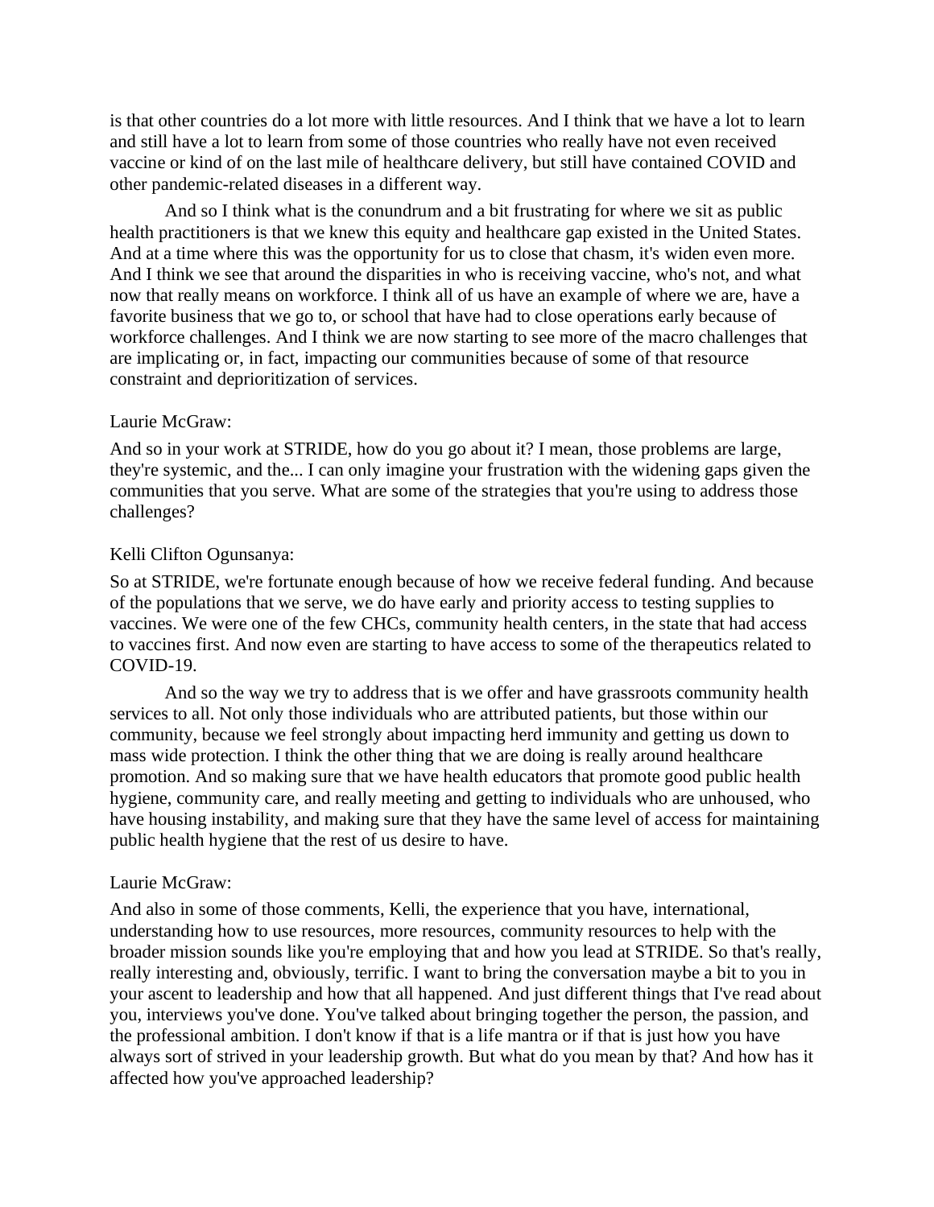is that other countries do a lot more with little resources. And I think that we have a lot to learn and still have a lot to learn from some of those countries who really have not even received vaccine or kind of on the last mile of healthcare delivery, but still have contained COVID and other pandemic-related diseases in a different way.

And so I think what is the conundrum and a bit frustrating for where we sit as public health practitioners is that we knew this equity and healthcare gap existed in the United States. And at a time where this was the opportunity for us to close that chasm, it's widen even more. And I think we see that around the disparities in who is receiving vaccine, who's not, and what now that really means on workforce. I think all of us have an example of where we are, have a favorite business that we go to, or school that have had to close operations early because of workforce challenges. And I think we are now starting to see more of the macro challenges that are implicating or, in fact, impacting our communities because of some of that resource constraint and deprioritization of services.

Laurie McGraw:

And so in your work at STRIDE, how do you go about it? I mean, those problems are large, they're systemic, and the... I can only imagine your frustration with the widening gaps given the communities that you serve. What are some of the strategies that you're using to address those challenges?

Kelli Clifton Ogunsanya:

So at STRIDE, we're fortunate enough because of how we receive federal funding. And because of the populations that we serve, we do have early and priority access to testing supplies to vaccines. We were one of the few CHCs, community health centers, in the state that had access to vaccines first. And now even are starting to have access to some of the therapeutics related to COVID-19.

And so the way we try to address that is we offer and have grassroots community health services to all. Not only those individuals who are attributed patients, but those within our community, because we feel strongly about impacting herd immunity and getting us down to mass wide protection. I think the other thing that we are doing is really around healthcare promotion. And so making sure that we have health educators that promote good public health hygiene, community care, and really meeting and getting to individuals who are unhoused, who have housing instability, and making sure that they have the same level of access for maintaining public health hygiene that the rest of us desire to have.

Laurie McGraw:

And also in some of those comments, Kelli, the experience that you have, international, understanding how to use resources, more resources, community resources to help with the broader mission sounds like you're employing that and how you lead at STRIDE. So that's really, really interesting and, obviously, terrific. I want to bring the conversation maybe a bit to you in your ascent to leadership and how that all happened. And just different things that I've read about you, interviews you've done. You've talked about bringing together the person, the passion, and the professional ambition. I don't know if that is a life mantra or if that is just how you have always sort of strived in your leadership growth. But what do you mean by that? And how has it affected how you've approached leadership?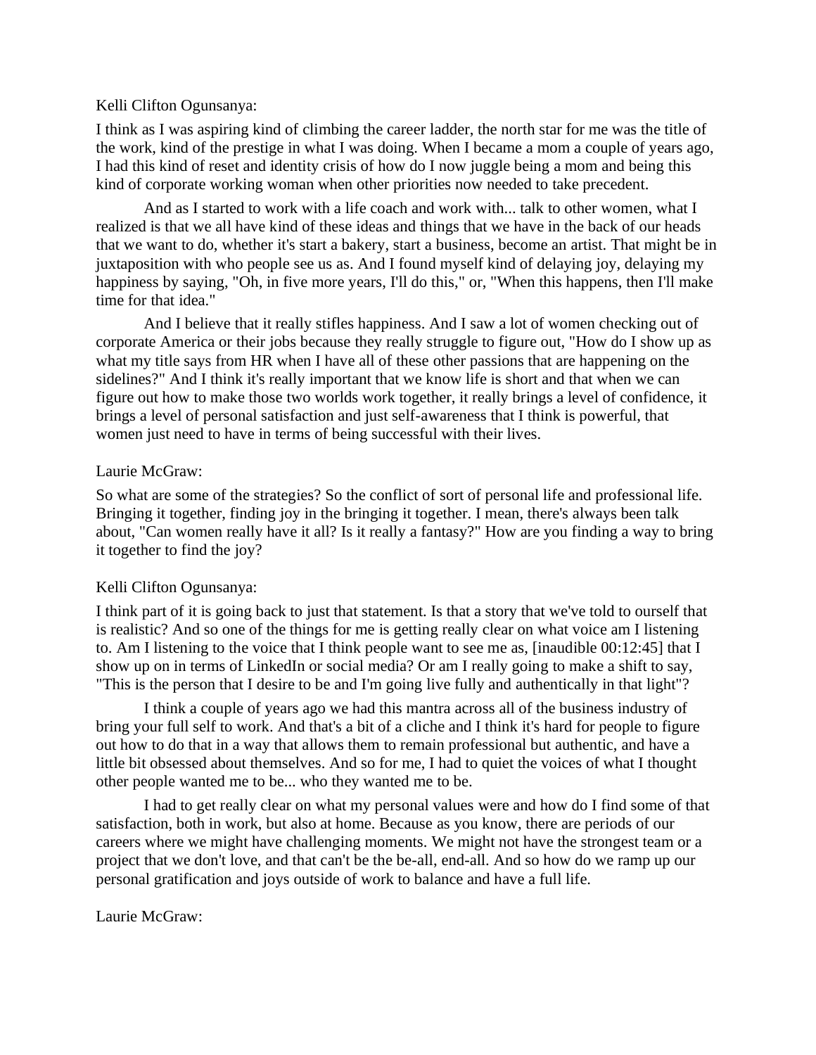Kelli Clifton Ogunsanya:

I think as I was aspiring kind of climbing the career ladder, the north star for me was the title of the work, kind of the prestige in what I was doing. When I became a mom a couple of years ago, I had this kind of reset and identity crisis of how do I now juggle being a mom and being this kind of corporate working woman when other priorities now needed to take precedent.

And as I started to work with a life coach and work with... talk to other women, what I realized is that we all have kind of these ideas and things that we have in the back of our heads that we want to do, whether it's start a bakery, start a business, become an artist. That might be in juxtaposition with who people see us as. And I found myself kind of delaying joy, delaying my happiness by saying, "Oh, in five more years, I'll do this," or, "When this happens, then I'll make time for that idea."

And I believe that it really stifles happiness. And I saw a lot of women checking out of corporate America or their jobs because they really struggle to figure out, "How do I show up as what my title says from HR when I have all of these other passions that are happening on the sidelines?" And I think it's really important that we know life is short and that when we can figure out how to make those two worlds work together, it really brings a level of confidence, it brings a level of personal satisfaction and just self-awareness that I think is powerful, that women just need to have in terms of being successful with their lives.

Laurie McGraw:

So what are some of the strategies? So the conflict of sort of personal life and professional life. Bringing it together, finding joy in the bringing it together. I mean, there's always been talk about, "Can women really have it all? Is it really a fantasy?" How are you finding a way to bring it together to find the joy?

Kelli Clifton Ogunsanya:

I think part of it is going back to just that statement. Is that a story that we've told to ourself that is realistic? And so one of the things for me is getting really clear on what voice am I listening to. Am I listening to the voice that I think people want to see me as, [inaudible 00:12:45] that I show up on in terms of LinkedIn or social media? Or am I really going to make a shift to say, "This is the person that I desire to be and I'm going live fully and authentically in that light"?

I think a couple of years ago we had this mantra across all of the business industry of bring your full self to work. And that's a bit of a cliche and I think it's hard for people to figure out how to do that in a way that allows them to remain professional but authentic, and have a little bit obsessed about themselves. And so for me, I had to quiet the voices of what I thought other people wanted me to be... who they wanted me to be.

I had to get really clear on what my personal values were and how do I find some of that satisfaction, both in work, but also at home. Because as you know, there are periods of our careers where we might have challenging moments. We might not have the strongest team or a project that we don't love, and that can't be the be-all, end-all. And so how do we ramp up our personal gratification and joys outside of work to balance and have a full life.

Laurie McGraw: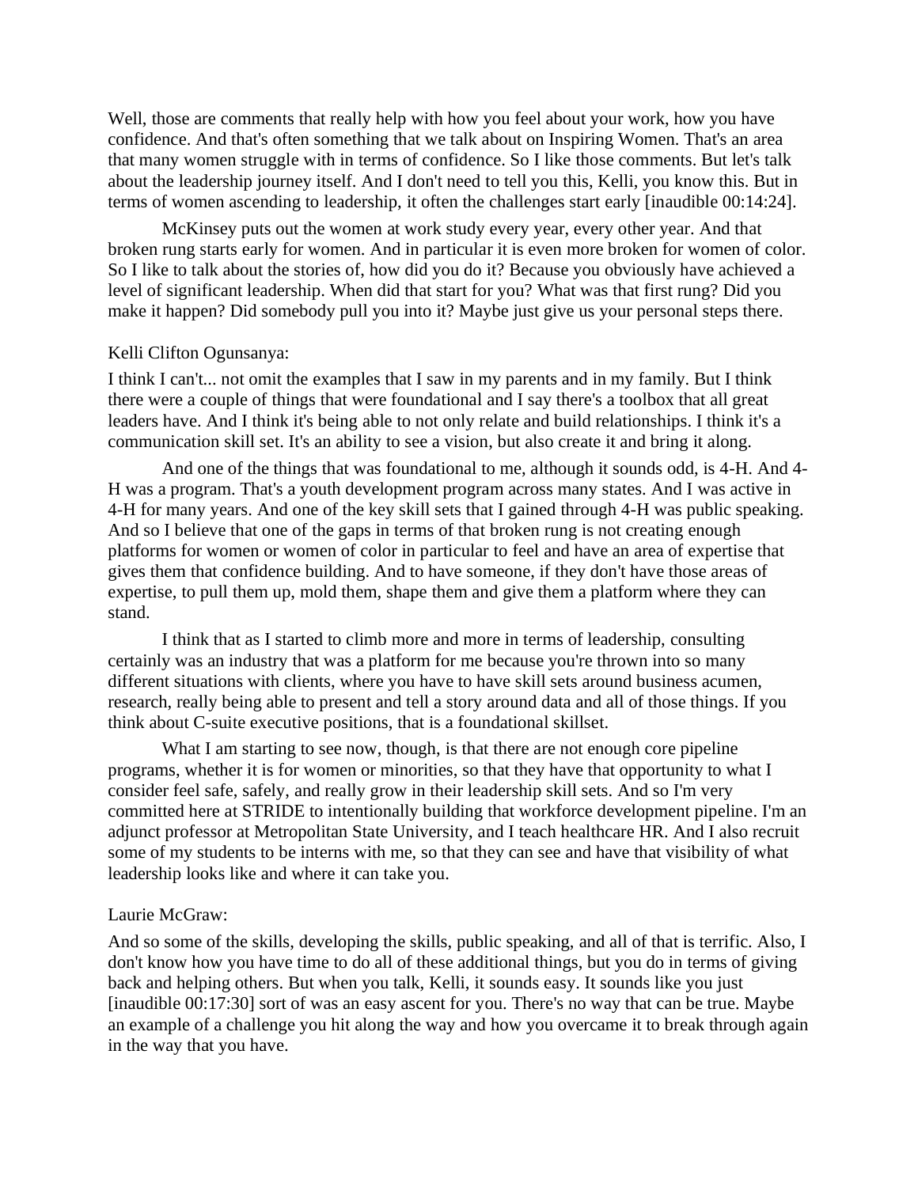Well, those are comments that really help with how you feel about your work, how you have confidence. And that's often something that we talk about on Inspiring Women. That's an area that many women struggle with in terms of confidence. So I like those comments. But let's talk about the leadership journey itself. And I don't need to tell you this, Kelli, you know this. But in terms of women ascending to leadership, it often the challenges start early [inaudible 00:14:24].

McKinsey puts out the women at work study every year, every other year. And that broken rung starts early for women. And in particular it is even more broken for women of color. So I like to talk about the stories of, how did you do it? Because you obviously have achieved a level of significant leadership. When did that start for you? What was that first rung? Did you make it happen? Did somebody pull you into it? Maybe just give us your personal steps there.

Kelli Clifton Ogunsanya:

I think I can't... not omit the examples that I saw in my parents and in my family. But I think there were a couple of things that were foundational and I say there's a toolbox that all great leaders have. And I think it's being able to not only relate and build relationships. I think it's a communication skill set. It's an ability to see a vision, but also create it and bring it along.

And one of the things that was foundational to me, although it sounds odd, is 4-H. And 4-H was a program. That's a youth development program across many states. And I was active in 4-H for many years. And one of the key skill sets that I gained through 4-H was public speaking. And so I believe that one of the gaps in terms of that broken rung is not creating enough platforms for women or women of color in particular to feel and have an area of expertise that gives them that confidence building. And to have someone, if they don't have those areas of expertise, to pull them up, mold them, shape them and give them a platform where they can stand.

I think that as I started to climb more and more in terms of leadership, consulting certainly was an industry that was a platform for me because you're thrown into so many different situations with clients, where you have to have skill sets around business acumen, research, really being able to present and tell a story around data and all of those things. If you think about C-suite executive positions, that is a foundational skillset.

What I am starting to see now, though, is that there are not enough core pipeline programs, whether it is for women or minorities, so that they have that opportunity to what I consider feel safe, safely, and really grow in their leadership skill sets. And so I'm very committed here at STRIDE to intentionally building that workforce development pipeline. I'm an adjunct professor at Metropolitan State University, and I teach healthcare HR. And I also recruit some of my students to be interns with me, so that they can see and have that visibility of what leadership looks like and where it can take you.

Laurie McGraw:

And so some of the skills, developing the skills, public speaking, and all of that is terrific. Also, I don't know how you have time to do all of these additional things, but you do in terms of giving back and helping others. But when you talk, Kelli, it sounds easy. It sounds like you just [inaudible 00:17:30] sort of was an easy ascent for you. There's no way that can be true. Maybe an example of a challenge you hit along the way and how you overcame it to break through again in the way that you have.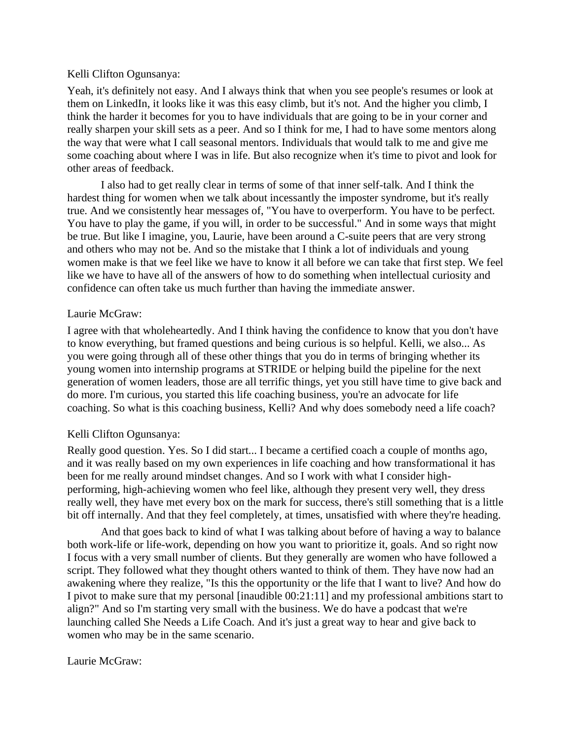Kelli Clifton Ogunsanya:

Yeah, it's definitely not easy. And I always think that when you see people's resumes or look at them on LinkedIn, it looks like it was this easy climb, but it's not. And the higher you climb, I think the harder it becomes for you to have individuals that are going to be in your corner and really sharpen your skill sets as a peer. And so I think for me, I had to have some mentors along the way that were what I call seasonal mentors. Individuals that would talk to me and give me some coaching about where I was in life. But also recognize when it's time to pivot and look for other areas of feedback.

I also had to get really clear in terms of some of that inner self-talk. And I think the hardest thing for women when we talk about incessantly the imposter syndrome, but it's really true. And we consistently hear messages of, "You have to overperform. You have to be perfect. You have to play the game, if you will, in order to be successful." And in some ways that might be true. But like I imagine, you, Laurie, have been around a C-suite peers that are very strong and others who may not be. And so the mistake that I think a lot of individuals and young women make is that we feel like we have to know it all before we can take that first step. We feel like we have to have all of the answers of how to do something when intellectual curiosity and confidence can often take us much further than having the immediate answer.

Laurie McGraw:

I agree with that wholeheartedly. And I think having the confidence to know that you don't have to know everything, but framed questions and being curious is so helpful. Kelli, we also... As you were going through all of these other things that you do in terms of bringing whether its young women into internship programs at STRIDE or helping build the pipeline for the next generation of women leaders, those are all terrific things, yet you still have time to give back and do more. I'm curious, you started this life coaching business, you're an advocate for life coaching. So what is this coaching business, Kelli? And why does somebody need a life coach?

Kelli Clifton Ogunsanya:

Really good question. Yes. So I did start... I became a certified coach a couple of months ago, and it was really based on my own experiences in life coaching and how transformational it has been for me really around mindset changes. And so I work with what I consider high-performing, high-achieving women who feel like, although they present very well, they dress really well, they have met every box on the mark for success, there's still something that is a little bit off internally. And that they feel completely, at times, unsatisfied with where they're heading.

And that goes back to kind of what I was talking about before of having a way to balance both work-life or life-work, depending on how you want to prioritize it, goals. And so right now I focus with a very small number of clients. But they generally are women who have followed a script. They followed what they thought others wanted to think of them. They have now had an awakening where they realize, "Is this the opportunity or the life that I want to live? And how do I pivot to make sure that my personal [inaudible 00:21:11] and my professional ambitions start to align?" And so I'm starting very small with the business. We do have a podcast that we're launching called She Needs a Life Coach. And it's just a great way to hear and give back to women who may be in the same scenario.

Laurie McGraw: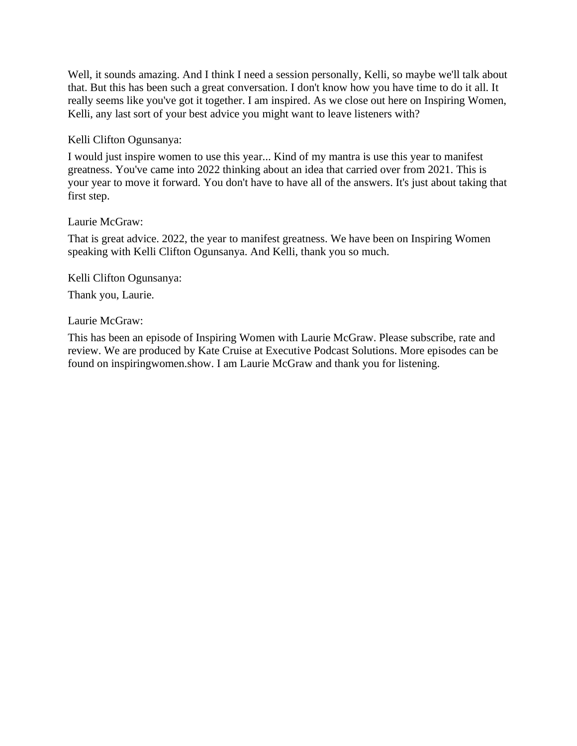Well, it sounds amazing. And I think I need a session personally, Kelli, so maybe we'll talk about that. But this has been such a great conversation. I don't know how you have time to do it all. It really seems like you've got it together. I am inspired. As we close out here on Inspiring Women, Kelli, any last sort of your best advice you might want to leave listeners with?

Kelli Clifton Ogunsanya:

I would just inspire women to use this year... Kind of my mantra is use this year to manifest greatness. You've came into 2022 thinking about an idea that carried over from 2021. This is your year to move it forward. You don't have to have all of the answers. It's just about taking that first step.

Laurie McGraw:

That is great advice. 2022, the year to manifest greatness. We have been on Inspiring Women speaking with Kelli Clifton Ogunsanya. And Kelli, thank you so much.

Kelli Clifton Ogunsanya:

Thank you, Laurie.

Laurie McGraw:

This has been an episode of Inspiring Women with Laurie McGraw. Please subscribe, rate and review. We are produced by Kate Cruise at Executive Podcast Solutions. More episodes can be found on inspiringwomen.show. I am Laurie McGraw and thank you for listening.